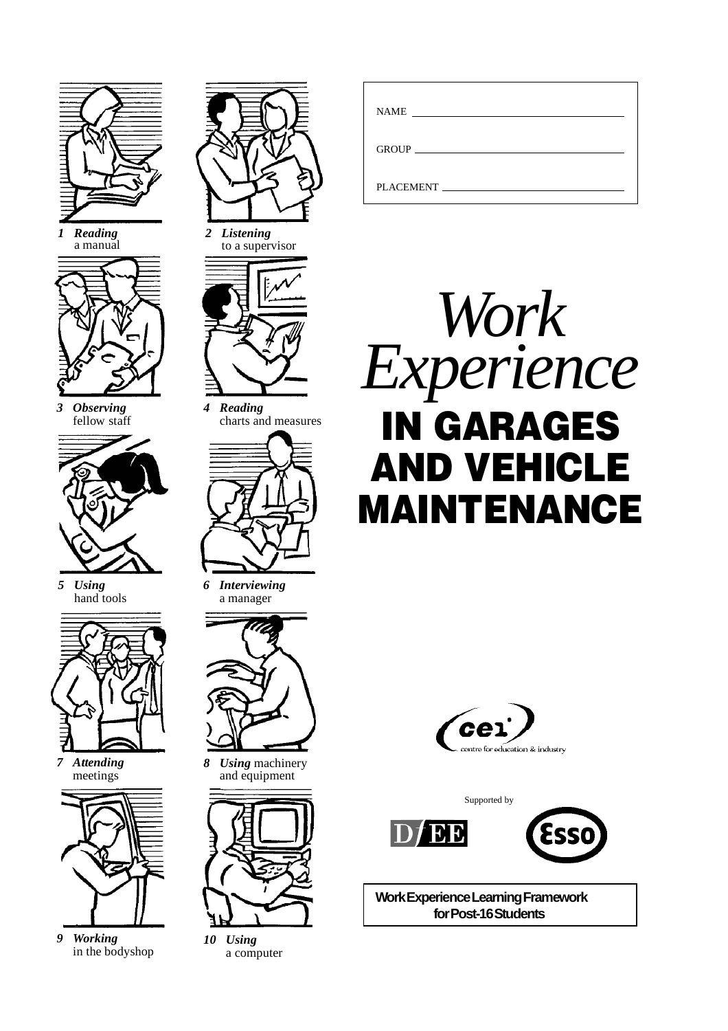1 ***Reading*** a manual

2 ***Listening*** to a supervisor

3 ***Observing*** fellow staff

4 ***Reading*** charts and measures

5 ***Using*** hand tools

6 ***Interviewing*** a manager

7 ***Attending*** meetings

8 ***Using*** machinery and equipment

9 ***Working*** in the bodyshop

10 ***Using*** a computer

NAME

GROUP

PLACEMENT

# *Work Experience*

# IN GARAGES AND VEHICLE MAINTENANCE

cei centre for education & industry

Supported by

DfEE Esso

**Work Experience Learning Framework for Post-16 Students**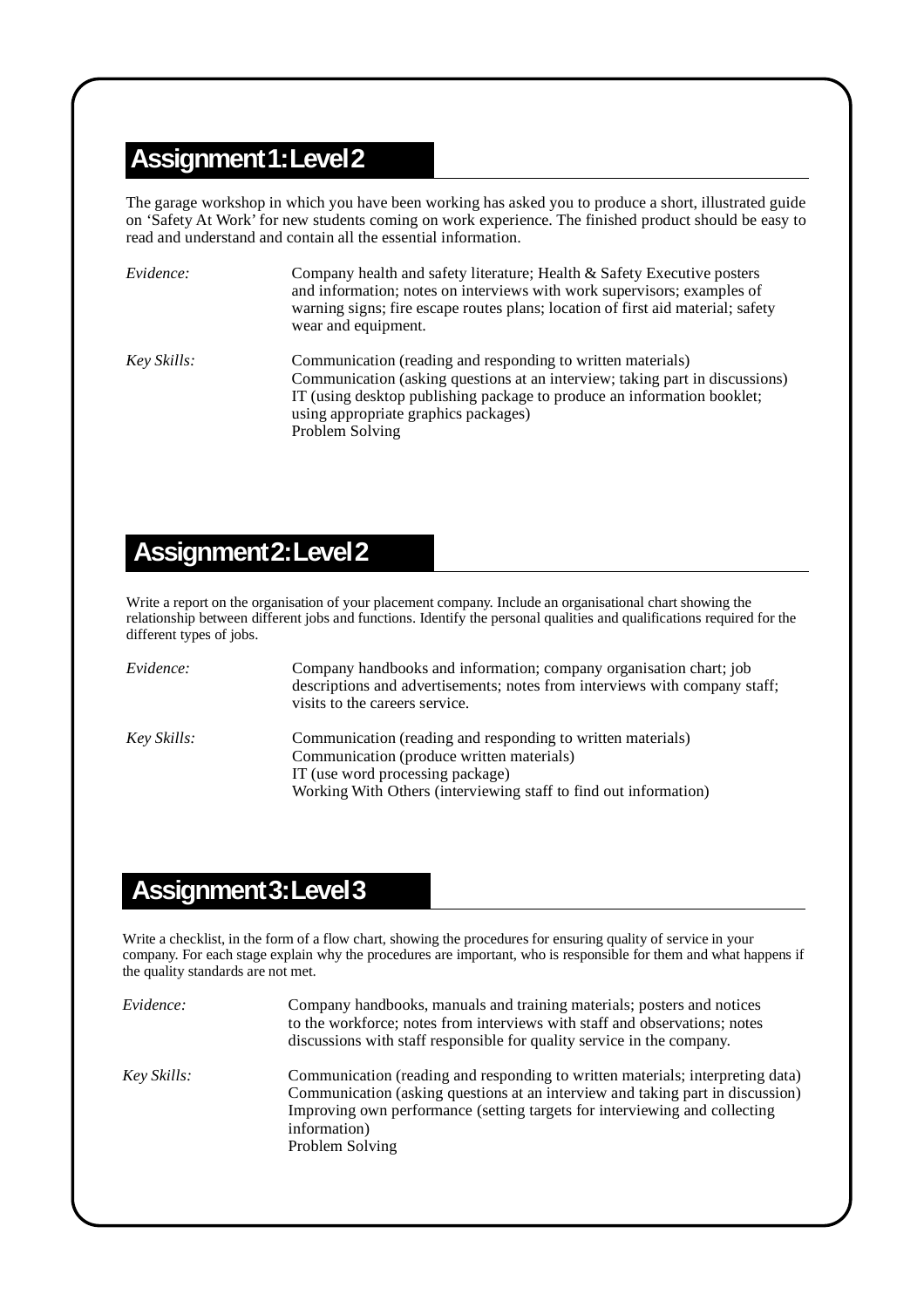## Assignment 1: Level 2

The garage workshop in which you have been working has asked you to produce a short, illustrated guide on 'Safety At Work' for new students coming on work experience. The finished product should be easy to read and understand and contain all the essential information.

*Evidence:* Company health and safety literature; Health & Safety Executive posters and information; notes on interviews with work supervisors; examples of warning signs; fire escape routes plans; location of first aid material; safety wear and equipment.

*Key Skills:* Communication (reading and responding to written materials)
Communication (asking questions at an interview; taking part in discussions)
IT (using desktop publishing package to produce an information booklet; using appropriate graphics packages)
Problem Solving

## Assignment 2: Level 2

Write a report on the organisation of your placement company. Include an organisational chart showing the relationship between different jobs and functions. Identify the personal qualities and qualifications required for the different types of jobs.

*Evidence:* Company handbooks and information; company organisation chart; job descriptions and advertisements; notes from interviews with company staff; visits to the careers service.

*Key Skills:* Communication (reading and responding to written materials)
Communication (produce written materials)
IT (use word processing package)
Working With Others (interviewing staff to find out information)

## Assignment 3: Level 3

Write a checklist, in the form of a flow chart, showing the procedures for ensuring quality of service in your company. For each stage explain why the procedures are important, who is responsible for them and what happens if the quality standards are not met.

*Evidence:* Company handbooks, manuals and training materials; posters and notices to the workforce; notes from interviews with staff and observations; notes discussions with staff responsible for quality service in the company.

*Key Skills:* Communication (reading and responding to written materials; interpreting data)
Communication (asking questions at an interview and taking part in discussion)
Improving own performance (setting targets for interviewing and collecting information)
Problem Solving